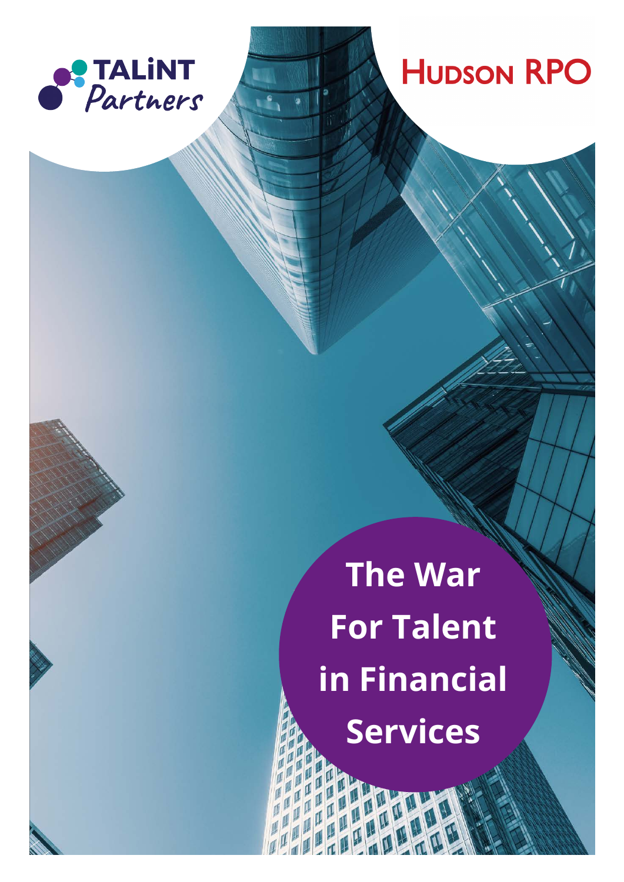TALiNT Partners

HUDSON RPO

# The War For Talent in Financial Services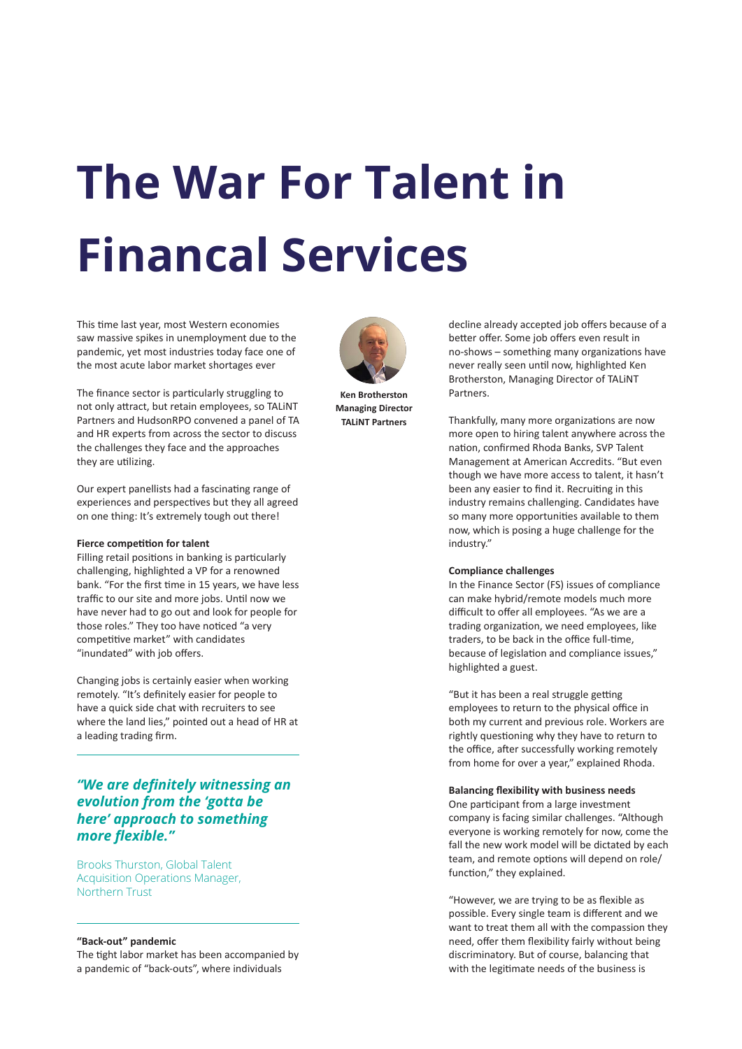# The War For Talent in Financal Services

This time last year, most Western economies saw massive spikes in unemployment due to the pandemic, yet most industries today face one of the most acute labor market shortages ever

The finance sector is particularly struggling to not only attract, but retain employees, so TALiNT Partners and HudsonRPO convened a panel of TA and HR experts from across the sector to discuss the challenges they face and the approaches they are utilizing.

Our expert panellists had a fascinating range of experiences and perspectives but they all agreed on one thing: It's extremely tough out there!

**Fierce competition for talent**

Filling retail positions in banking is particularly challenging, highlighted a VP for a renowned bank. "For the first time in 15 years, we have less traffic to our site and more jobs. Until now we have never had to go out and look for people for those roles." They too have noticed "a very competitive market" with candidates "inundated" with job offers.

Changing jobs is certainly easier when working remotely. "It's definitely easier for people to have a quick side chat with recruiters to see where the land lies," pointed out a head of HR at a leading trading firm.

> ***"We are definitely witnessing an evolution from the 'gotta be here' approach to something more flexible."***
>
> Brooks Thurston, Global Talent Acquisition Operations Manager, Northern Trust

**"Back-out" pandemic**

The tight labor market has been accompanied by a pandemic of "back-outs", where individuals decline already accepted job offers because of a better offer. Some job offers even result in no-shows – something many organizations have never really seen until now, highlighted Ken Brotherston, Managing Director of TALiNT Partners.

**Ken Brotherston**
**Managing Director**
**TALiNT Partners**

Thankfully, many more organizations are now more open to hiring talent anywhere across the nation, confirmed Rhoda Banks, SVP Talent Management at American Accredits. "But even though we have more access to talent, it hasn't been any easier to find it. Recruiting in this industry remains challenging. Candidates have so many more opportunities available to them now, which is posing a huge challenge for the industry."

**Compliance challenges**

In the Finance Sector (FS) issues of compliance can make hybrid/remote models much more difficult to offer all employees. "As we are a trading organization, we need employees, like traders, to be back in the office full-time, because of legislation and compliance issues," highlighted a guest.

"But it has been a real struggle getting employees to return to the physical office in both my current and previous role. Workers are rightly questioning why they have to return to the office, after successfully working remotely from home for over a year," explained Rhoda.

**Balancing flexibility with business needs**

One participant from a large investment company is facing similar challenges. "Although everyone is working remotely for now, come the fall the new work model will be dictated by each team, and remote options will depend on role/ function," they explained.

"However, we are trying to be as flexible as possible. Every single team is different and we want to treat them all with the compassion they need, offer them flexibility fairly without being discriminatory. But of course, balancing that with the legitimate needs of the business is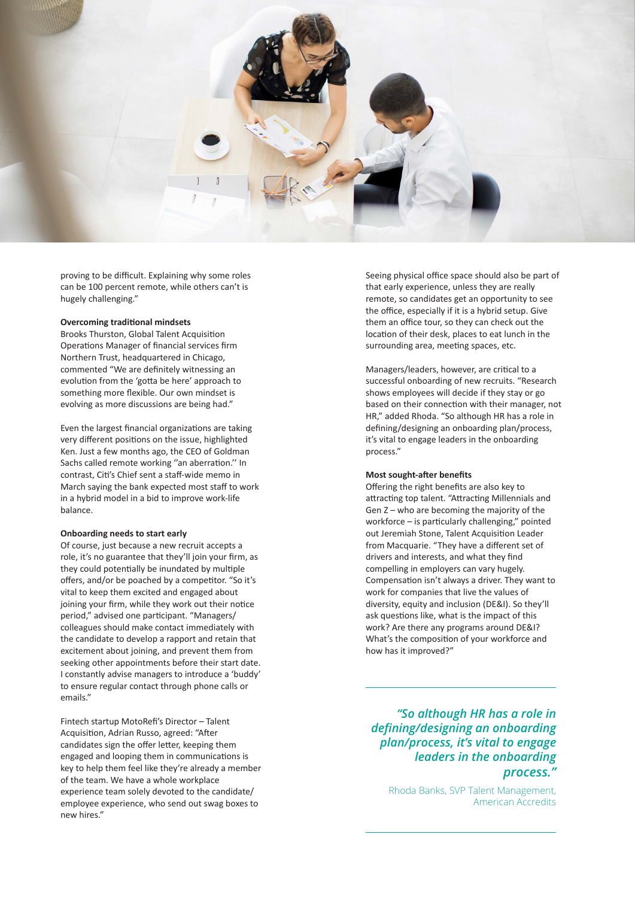proving to be difficult. Explaining why some roles can be 100 percent remote, while others can't is hugely challenging."

**Overcoming traditional mindsets**

Brooks Thurston, Global Talent Acquisition Operations Manager of financial services firm Northern Trust, headquartered in Chicago, commented "We are definitely witnessing an evolution from the 'gotta be here' approach to something more flexible. Our own mindset is evolving as more discussions are being had."

Even the largest financial organizations are taking very different positions on the issue, highlighted Ken. Just a few months ago, the CEO of Goldman Sachs called remote working ''an aberration.'' In contrast, Citi's Chief sent a staff-wide memo in March saying the bank expected most staff to work in a hybrid model in a bid to improve work-life balance.

**Onboarding needs to start early**

Of course, just because a new recruit accepts a role, it's no guarantee that they'll join your firm, as they could potentially be inundated by multiple offers, and/or be poached by a competitor. "So it's vital to keep them excited and engaged about joining your firm, while they work out their notice period," advised one participant. "Managers/colleagues should make contact immediately with the candidate to develop a rapport and retain that excitement about joining, and prevent them from seeking other appointments before their start date. I constantly advise managers to introduce a 'buddy' to ensure regular contact through phone calls or emails."

Fintech startup MotoRefi's Director – Talent Acquisition, Adrian Russo, agreed: "After candidates sign the offer letter, keeping them engaged and looping them in communications is key to help them feel like they're already a member of the team. We have a whole workplace experience team solely devoted to the candidate/employee experience, who send out swag boxes to new hires."

Seeing physical office space should also be part of that early experience, unless they are really remote, so candidates get an opportunity to see the office, especially if it is a hybrid setup. Give them an office tour, so they can check out the location of their desk, places to eat lunch in the surrounding area, meeting spaces, etc.

Managers/leaders, however, are critical to a successful onboarding of new recruits. "Research shows employees will decide if they stay or go based on their connection with their manager, not HR," added Rhoda. "So although HR has a role in defining/designing an onboarding plan/process, it's vital to engage leaders in the onboarding process."

**Most sought-after benefits**

Offering the right benefits are also key to attracting top talent. "Attracting Millennials and Gen Z – who are becoming the majority of the workforce – is particularly challenging," pointed out Jeremiah Stone, Talent Acquisition Leader from Macquarie. "They have a different set of drivers and interests, and what they find compelling in employers can vary hugely. Compensation isn't always a driver. They want to work for companies that live the values of diversity, equity and inclusion (DE&I). So they'll ask questions like, what is the impact of this work? Are there any programs around DE&I? What's the composition of your workforce and how has it improved?"

> ***"So although HR has a role in defining/designing an onboarding plan/process, it's vital to engage leaders in the onboarding process."***
>
> Rhoda Banks, SVP Talent Management, American Accredits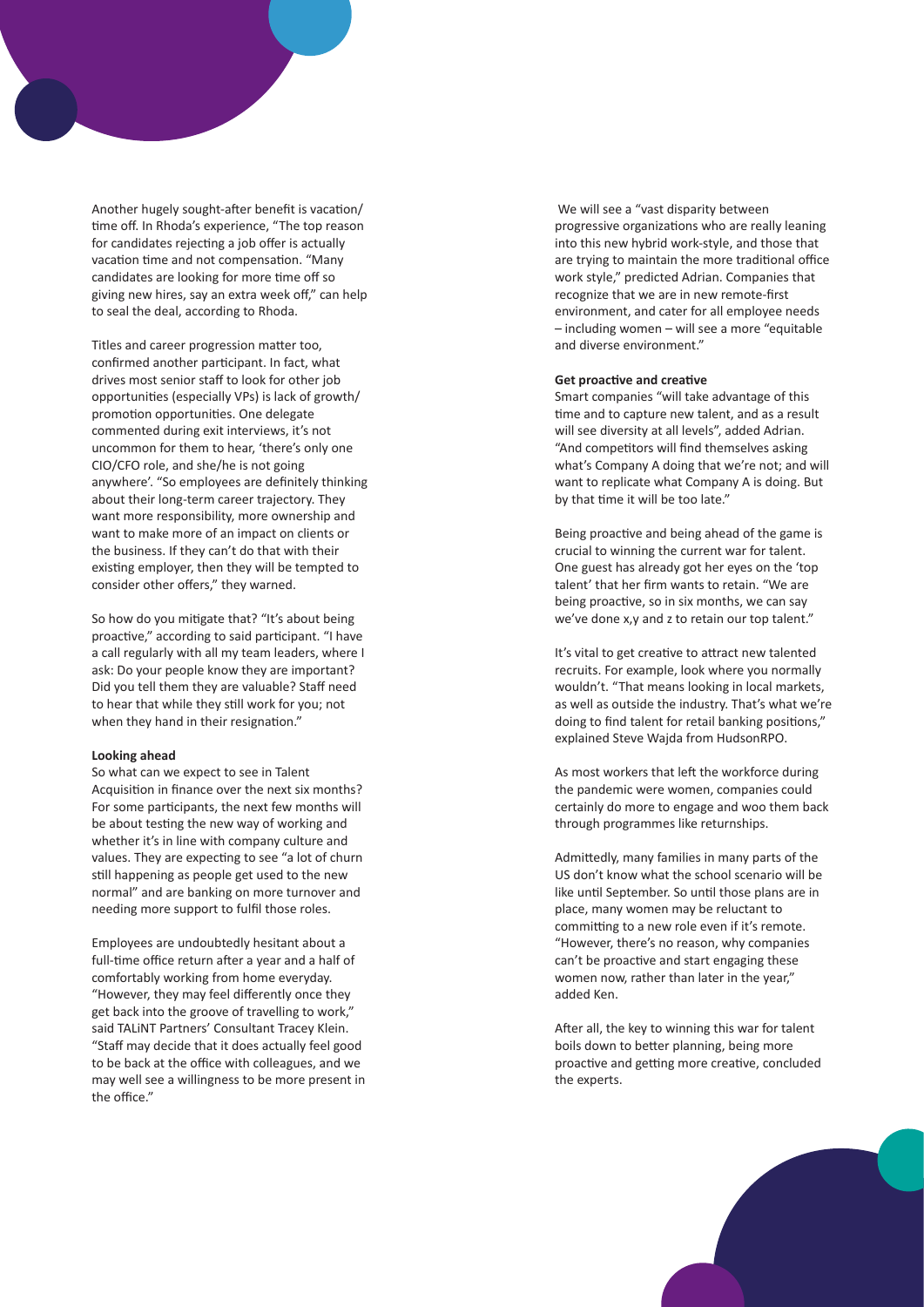Another hugely sought-after benefit is vacation/time off. In Rhoda's experience, "The top reason for candidates rejecting a job offer is actually vacation time and not compensation. "Many candidates are looking for more time off so giving new hires, say an extra week off," can help to seal the deal, according to Rhoda.

Titles and career progression matter too, confirmed another participant. In fact, what drives most senior staff to look for other job opportunities (especially VPs) is lack of growth/promotion opportunities. One delegate commented during exit interviews, it's not uncommon for them to hear, 'there's only one CIO/CFO role, and she/he is not going anywhere'. "So employees are definitely thinking about their long-term career trajectory. They want more responsibility, more ownership and want to make more of an impact on clients or the business. If they can't do that with their existing employer, then they will be tempted to consider other offers," they warned.

So how do you mitigate that? "It's about being proactive," according to said participant. "I have a call regularly with all my team leaders, where I ask: Do your people know they are important? Did you tell them they are valuable? Staff need to hear that while they still work for you; not when they hand in their resignation."

**Looking ahead**

So what can we expect to see in Talent Acquisition in finance over the next six months? For some participants, the next few months will be about testing the new way of working and whether it's in line with company culture and values. They are expecting to see "a lot of churn still happening as people get used to the new normal" and are banking on more turnover and needing more support to fulfil those roles.

Employees are undoubtedly hesitant about a full-time office return after a year and a half of comfortably working from home everyday. "However, they may feel differently once they get back into the groove of travelling to work," said TALiNT Partners' Consultant Tracey Klein. "Staff may decide that it does actually feel good to be back at the office with colleagues, and we may well see a willingness to be more present in the office."

We will see a "vast disparity between progressive organizations who are really leaning into this new hybrid work-style, and those that are trying to maintain the more traditional office work style," predicted Adrian. Companies that recognize that we are in new remote-first environment, and cater for all employee needs – including women – will see a more "equitable and diverse environment."

**Get proactive and creative**

Smart companies "will take advantage of this time and to capture new talent, and as a result will see diversity at all levels", added Adrian. "And competitors will find themselves asking what's Company A doing that we're not; and will want to replicate what Company A is doing. But by that time it will be too late."

Being proactive and being ahead of the game is crucial to winning the current war for talent. One guest has already got her eyes on the 'top talent' that her firm wants to retain. "We are being proactive, so in six months, we can say we've done x,y and z to retain our top talent."

It's vital to get creative to attract new talented recruits. For example, look where you normally wouldn't. "That means looking in local markets, as well as outside the industry. That's what we're doing to find talent for retail banking positions," explained Steve Wajda from HudsonRPO.

As most workers that left the workforce during the pandemic were women, companies could certainly do more to engage and woo them back through programmes like returnships.

Admittedly, many families in many parts of the US don't know what the school scenario will be like until September. So until those plans are in place, many women may be reluctant to committing to a new role even if it's remote. "However, there's no reason, why companies can't be proactive and start engaging these women now, rather than later in the year," added Ken.

After all, the key to winning this war for talent boils down to better planning, being more proactive and getting more creative, concluded the experts.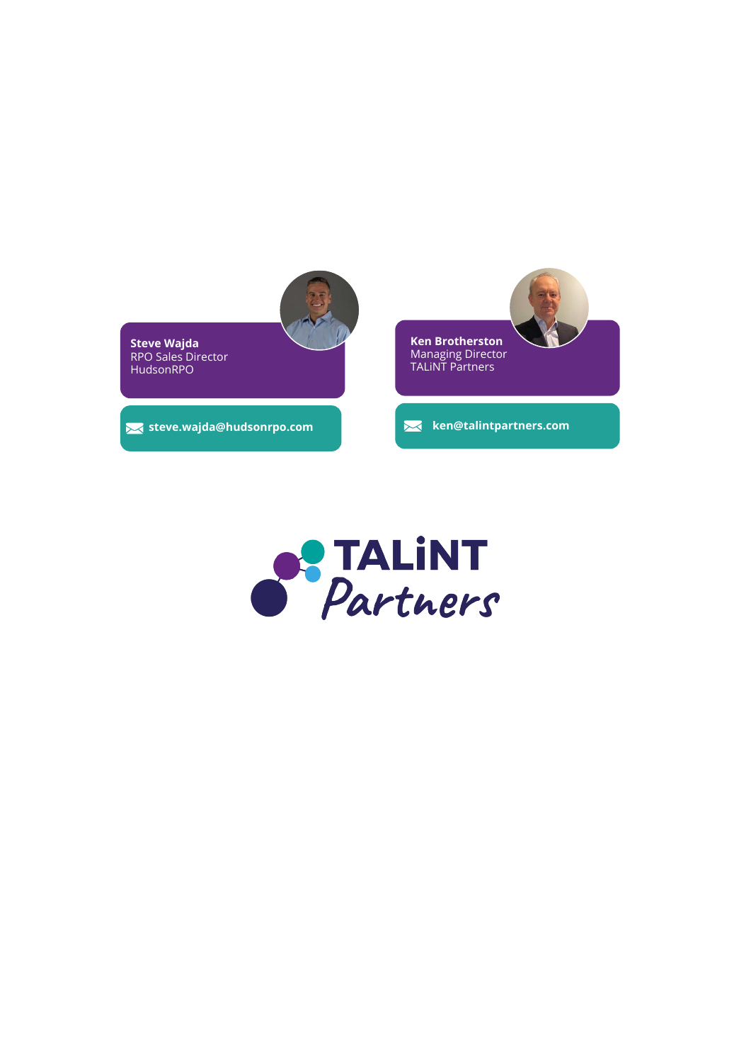**Steve Wajda**
RPO Sales Director
HudsonRPO

steve.wajda@hudsonrpo.com

**Ken Brotherston**
Managing Director
TALiNT Partners

ken@talintpartners.com

TALiNT Partners